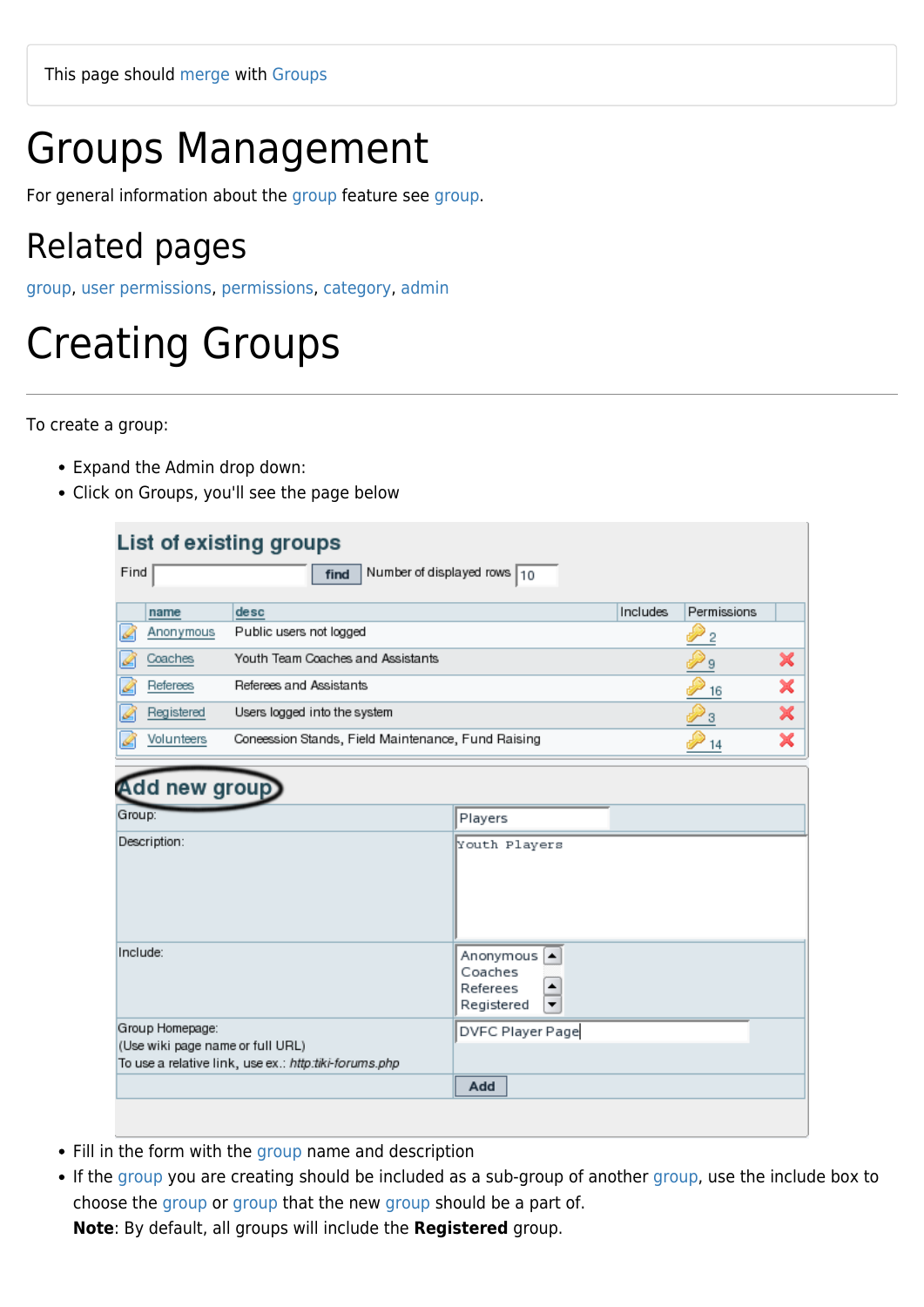This page should merge with Groups

# Groups Management

For general information about the group feature see group.

## Related pages

group, user permissions, permissions, category, admin

# Creating Groups

To create a group:

- Expand the Admin drop down:
- Click on Groups, you'll see the page below

## List of existing groups

Find [ ] find Number of displayed rows 10

| | name | desc | Includes | Permissions | |
|---|---|---|---|---|---|
| | Anonymous | Public users not logged | | 2 | |
| | Coaches | Youth Team Coaches and Assistants | | 9 | |
| | Referees | Referees and Assistants | | 16 | |
| | Registered | Users logged into the system | | 3 | |
| | Volunteers | Concession Stands, Field Maintenance, Fund Raising | | 14 | |

## Add new group

| | |
|---|---|
| Group: | Players |
| Description: | Youth Players |
| Include: | Anonymous<br>Coaches<br>Referees<br>Registered |
| Group Homepage:<br>(Use wiki page name or full URL)<br>To use a relative link, use ex.: *http:tiki-forums.php* | DVFC Player Page |
| | Add |

- Fill in the form with the group name and description
- If the group you are creating should be included as a sub-group of another group, use the include box to choose the group or group that the new group should be a part of.
  **Note**: By default, all groups will include the **Registered** group.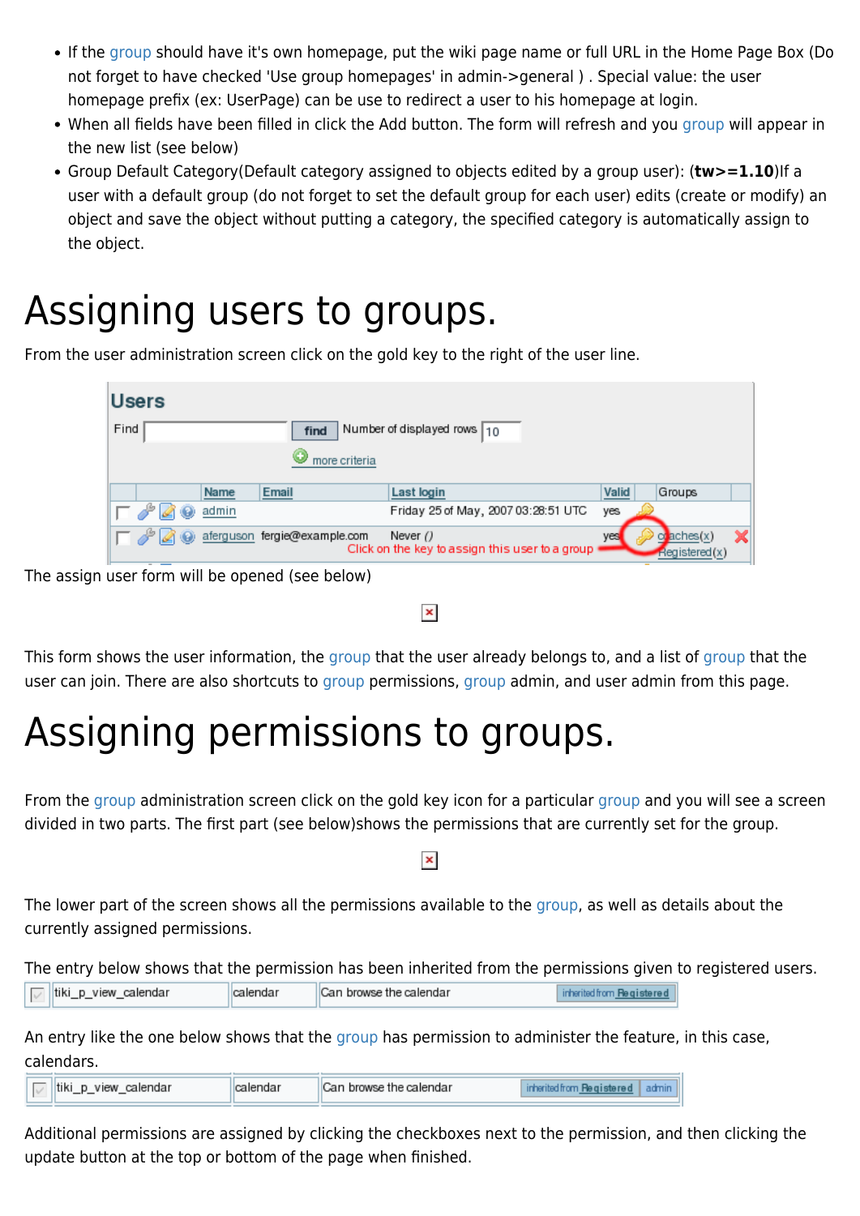- If the group should have it's own homepage, put the wiki page name or full URL in the Home Page Box (Do not forget to have checked 'Use group homepages' in admin->general ) . Special value: the user homepage prefix (ex: UserPage) can be use to redirect a user to his homepage at login.
- When all fields have been filled in click the Add button. The form will refresh and you group will appear in the new list (see below)
- Group Default Category(Default category assigned to objects edited by a group user): (**tw>=1.10**)If a user with a default group (do not forget to set the default group for each user) edits (create or modify) an object and save the object without putting a category, the specified category is automatically assign to the object.

# Assigning users to groups.

From the user administration screen click on the gold key to the right of the user line.

The assign user form will be opened (see below)

This form shows the user information, the group that the user already belongs to, and a list of group that the user can join. There are also shortcuts to group permissions, group admin, and user admin from this page.

# Assigning permissions to groups.

From the group administration screen click on the gold key icon for a particular group and you will see a screen divided in two parts. The first part (see below)shows the permissions that are currently set for the group.

The lower part of the screen shows all the permissions available to the group, as well as details about the currently assigned permissions.

The entry below shows that the permission has been inherited from the permissions given to registered users.

An entry like the one below shows that the group has permission to administer the feature, in this case, calendars.

Additional permissions are assigned by clicking the checkboxes next to the permission, and then clicking the update button at the top or bottom of the page when finished.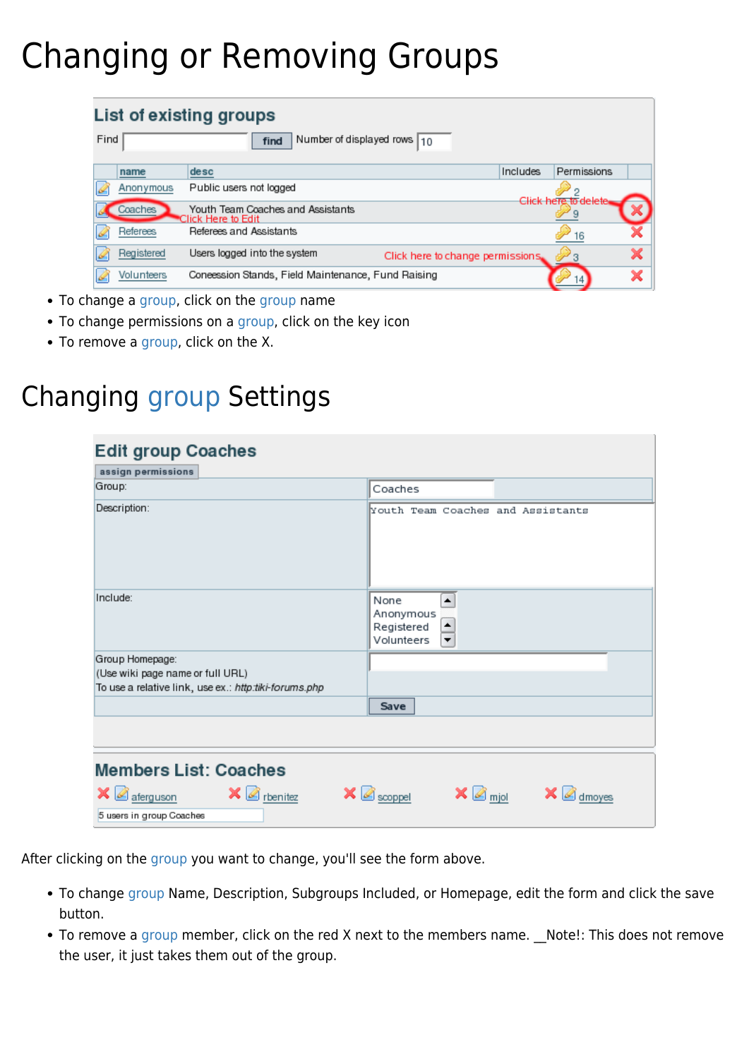# Changing or Removing Groups

## List of existing groups

Find [ ] find Number of displayed rows 10

| | name | desc | Includes | Permissions | |
|---|---|---|---|---|---|
| | Anonymous | Public users not logged | | 2 | |
| | Coaches | Youth Team Coaches and Assistants | | 9 | ✖ |
| | Referees | Referees and Assistants | | 16 | ✖ |
| | Registered | Users logged into the system | | 3 | ✖ |
| | Volunteers | Concession Stands, Field Maintenance, Fund Raising | | 14 | ✖ |

Click Here to Edit — Click here to delete — Click here to change permissions

- To change a group, click on the group name
- To change permissions on a group, click on the key icon
- To remove a group, click on the X.

# Changing group Settings

## Edit group Coaches

assign permissions

| | |
|---|---|
| Group: | Coaches |
| Description: | Youth Team Coaches and Assistants |
| Include: | None<br>Anonymous<br>Registered<br>Volunteers |
| Group Homepage:<br>(Use wiki page name or full URL)<br>To use a relative link, use ex.: *http:tiki-forums.php* | |
| | Save |

## Members List: Coaches

✖ aferguson ✖ rbenitez ✖ scoppel ✖ mjol ✖ dmoyes

5 users in group Coaches

After clicking on the group you want to change, you'll see the form above.

- To change group Name, Description, Subgroups Included, or Homepage, edit the form and click the save button.
- To remove a group member, click on the red X next to the members name. __Note!: This does not remove the user, it just takes them out of the group.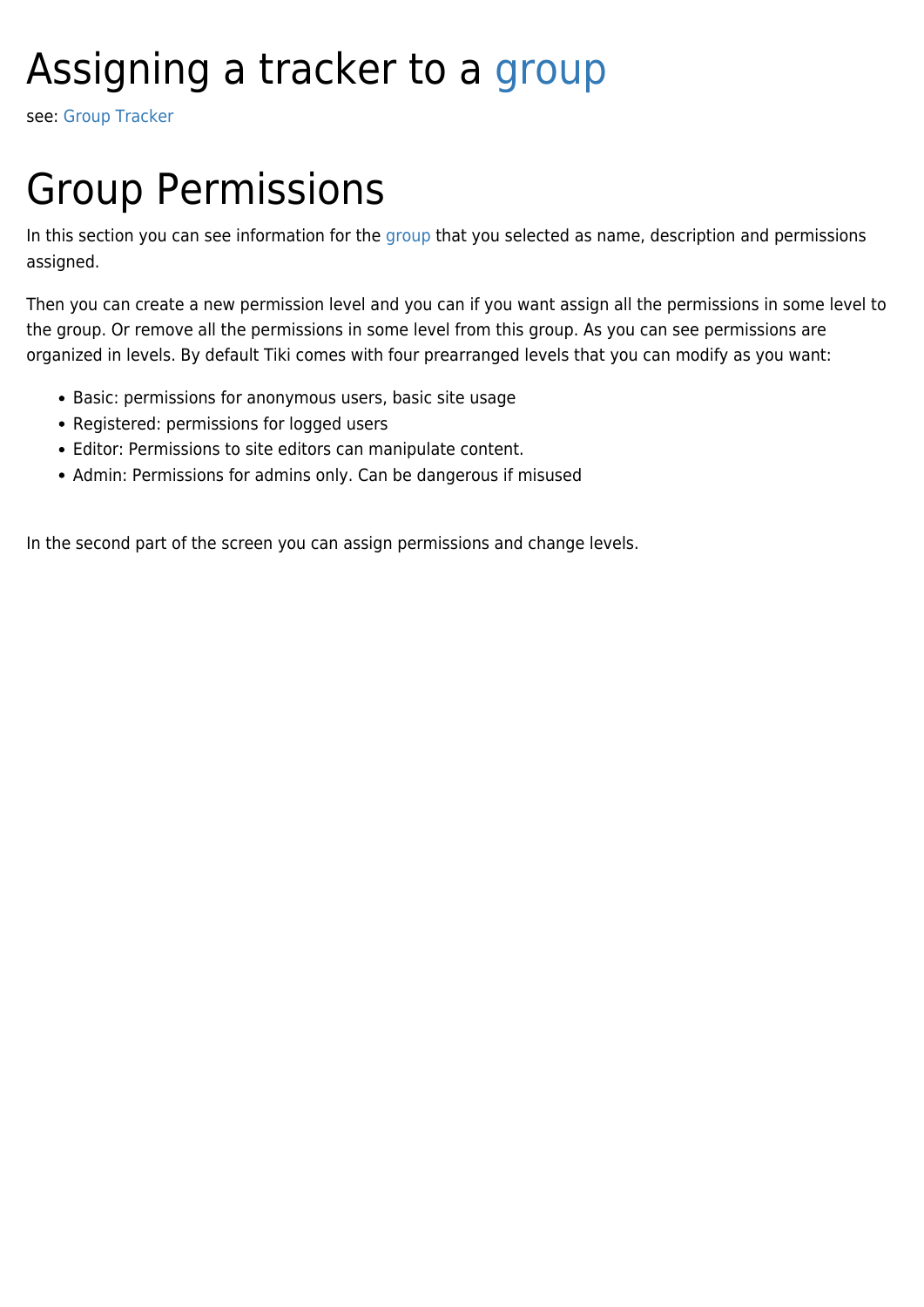# Assigning a tracker to a group

see: Group Tracker

# Group Permissions

In this section you can see information for the group that you selected as name, description and permissions assigned.

Then you can create a new permission level and you can if you want assign all the permissions in some level to the group. Or remove all the permissions in some level from this group. As you can see permissions are organized in levels. By default Tiki comes with four prearranged levels that you can modify as you want:

- Basic: permissions for anonymous users, basic site usage
- Registered: permissions for logged users
- Editor: Permissions to site editors can manipulate content.
- Admin: Permissions for admins only. Can be dangerous if misused

In the second part of the screen you can assign permissions and change levels.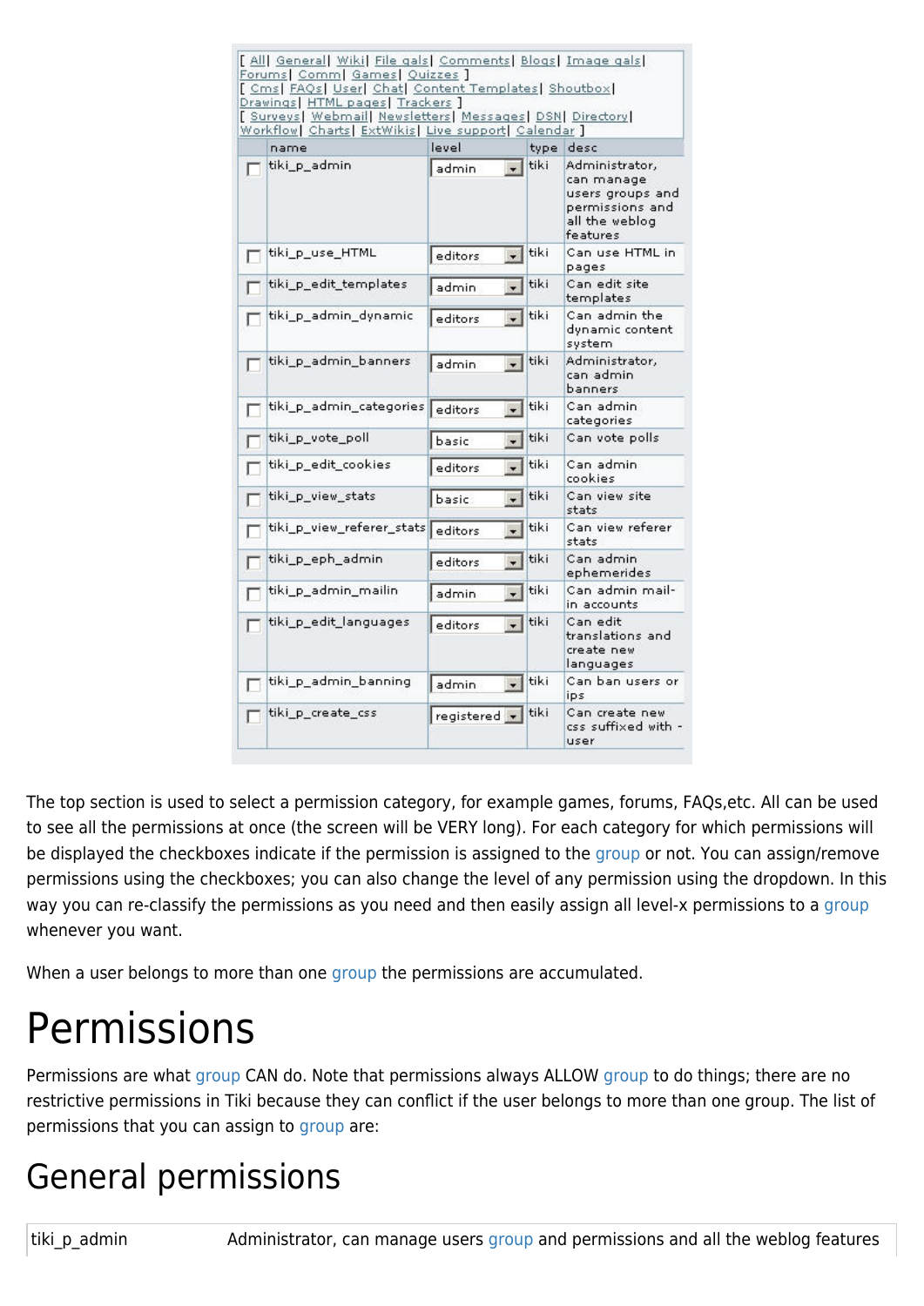[ All| General| Wiki| File gals| Comments| Blogs| Image gals| Forums| Comm| Games| Quizzes ]
[ Cms| FAQs| User| Chat| Content Templates| Shoutbox| Drawings| HTML pages| Trackers ]
[ Surveys| Webmail| Newsletters| Messages| DSN| Directory| Workflow| Charts| ExtWikis| Live support| Calendar ]

| | name | level | type | desc |
|---|---|---|---|---|
| ☐ | tiki_p_admin | admin | tiki | Administrator, can manage users groups and permissions and all the weblog features |
| ☐ | tiki_p_use_HTML | editors | tiki | Can use HTML in pages |
| ☐ | tiki_p_edit_templates | admin | tiki | Can edit site templates |
| ☐ | tiki_p_admin_dynamic | editors | tiki | Can admin the dynamic content system |
| ☐ | tiki_p_admin_banners | admin | tiki | Administrator, can admin banners |
| ☐ | tiki_p_admin_categories | editors | tiki | Can admin categories |
| ☐ | tiki_p_vote_poll | basic | tiki | Can vote polls |
| ☐ | tiki_p_edit_cookies | editors | tiki | Can admin cookies |
| ☐ | tiki_p_view_stats | basic | tiki | Can view site stats |
| ☐ | tiki_p_view_referer_stats | editors | tiki | Can view referer stats |
| ☐ | tiki_p_eph_admin | editors | tiki | Can admin ephemerides |
| ☐ | tiki_p_admin_mailin | admin | tiki | Can admin mail-in accounts |
| ☐ | tiki_p_edit_languages | editors | tiki | Can edit translations and create new languages |
| ☐ | tiki_p_admin_banning | admin | tiki | Can ban users or ips |
| ☐ | tiki_p_create_css | registered | tiki | Can create new css suffixed with -user |

The top section is used to select a permission category, for example games, forums, FAQs,etc. All can be used to see all the permissions at once (the screen will be VERY long). For each category for which permissions will be displayed the checkboxes indicate if the permission is assigned to the group or not. You can assign/remove permissions using the checkboxes; you can also change the level of any permission using the dropdown. In this way you can re-classify the permissions as you need and then easily assign all level-x permissions to a group whenever you want.

When a user belongs to more than one group the permissions are accumulated.

# Permissions

Permissions are what group CAN do. Note that permissions always ALLOW group to do things; there are no restrictive permissions in Tiki because they can conflict if the user belongs to more than one group. The list of permissions that you can assign to group are:

## General permissions

| | |
|---|---|
| tiki_p_admin | Administrator, can manage users group and permissions and all the weblog features |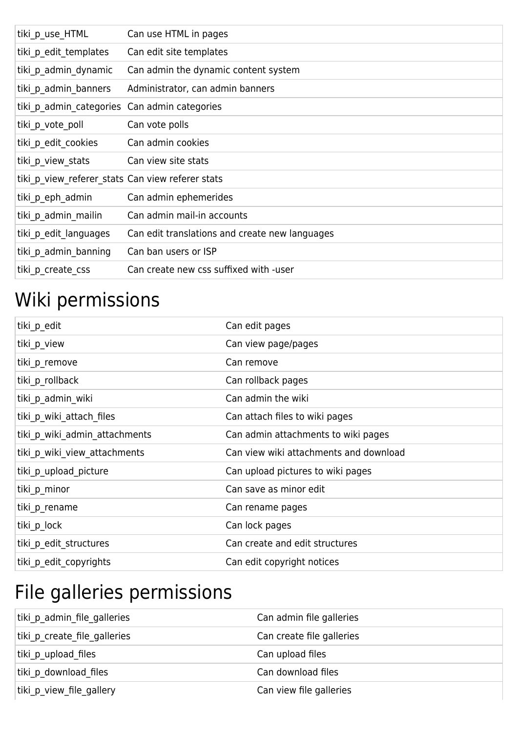| | |
|---|---|
| tiki_p_use_HTML | Can use HTML in pages |
| tiki_p_edit_templates | Can edit site templates |
| tiki_p_admin_dynamic | Can admin the dynamic content system |
| tiki_p_admin_banners | Administrator, can admin banners |
| tiki_p_admin_categories | Can admin categories |
| tiki_p_vote_poll | Can vote polls |
| tiki_p_edit_cookies | Can admin cookies |
| tiki_p_view_stats | Can view site stats |
| tiki_p_view_referer_stats | Can view referer stats |
| tiki_p_eph_admin | Can admin ephemerides |
| tiki_p_admin_mailin | Can admin mail-in accounts |
| tiki_p_edit_languages | Can edit translations and create new languages |
| tiki_p_admin_banning | Can ban users or ISP |
| tiki_p_create_css | Can create new css suffixed with -user |

# Wiki permissions

| | |
|---|---|
| tiki_p_edit | Can edit pages |
| tiki_p_view | Can view page/pages |
| tiki_p_remove | Can remove |
| tiki_p_rollback | Can rollback pages |
| tiki_p_admin_wiki | Can admin the wiki |
| tiki_p_wiki_attach_files | Can attach files to wiki pages |
| tiki_p_wiki_admin_attachments | Can admin attachments to wiki pages |
| tiki_p_wiki_view_attachments | Can view wiki attachments and download |
| tiki_p_upload_picture | Can upload pictures to wiki pages |
| tiki_p_minor | Can save as minor edit |
| tiki_p_rename | Can rename pages |
| tiki_p_lock | Can lock pages |
| tiki_p_edit_structures | Can create and edit structures |
| tiki_p_edit_copyrights | Can edit copyright notices |

# File galleries permissions

| | |
|---|---|
| tiki_p_admin_file_galleries | Can admin file galleries |
| tiki_p_create_file_galleries | Can create file galleries |
| tiki_p_upload_files | Can upload files |
| tiki_p_download_files | Can download files |
| tiki_p_view_file_gallery | Can view file galleries |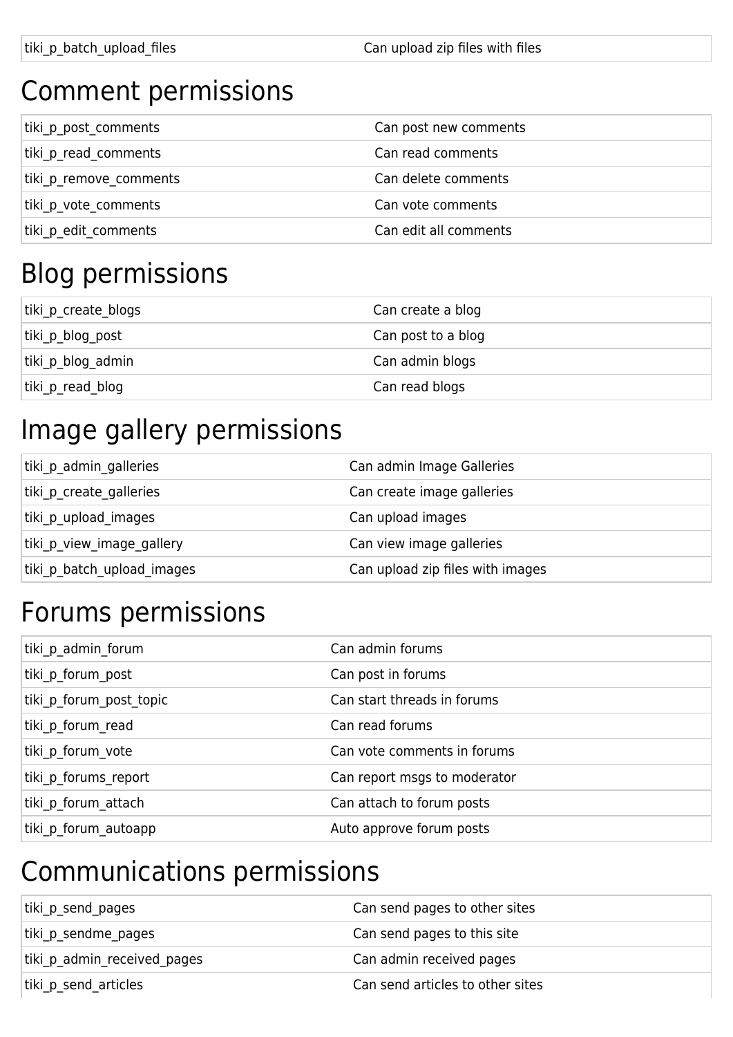| | |
|---|---|
| tiki_p_batch_upload_files | Can upload zip files with files |

# Comment permissions

| | |
|---|---|
| tiki_p_post_comments | Can post new comments |
| tiki_p_read_comments | Can read comments |
| tiki_p_remove_comments | Can delete comments |
| tiki_p_vote_comments | Can vote comments |
| tiki_p_edit_comments | Can edit all comments |

# Blog permissions

| | |
|---|---|
| tiki_p_create_blogs | Can create a blog |
| tiki_p_blog_post | Can post to a blog |
| tiki_p_blog_admin | Can admin blogs |
| tiki_p_read_blog | Can read blogs |

# Image gallery permissions

| | |
|---|---|
| tiki_p_admin_galleries | Can admin Image Galleries |
| tiki_p_create_galleries | Can create image galleries |
| tiki_p_upload_images | Can upload images |
| tiki_p_view_image_gallery | Can view image galleries |
| tiki_p_batch_upload_images | Can upload zip files with images |

# Forums permissions

| | |
|---|---|
| tiki_p_admin_forum | Can admin forums |
| tiki_p_forum_post | Can post in forums |
| tiki_p_forum_post_topic | Can start threads in forums |
| tiki_p_forum_read | Can read forums |
| tiki_p_forum_vote | Can vote comments in forums |
| tiki_p_forums_report | Can report msgs to moderator |
| tiki_p_forum_attach | Can attach to forum posts |
| tiki_p_forum_autoapp | Auto approve forum posts |

# Communications permissions

| | |
|---|---|
| tiki_p_send_pages | Can send pages to other sites |
| tiki_p_sendme_pages | Can send pages to this site |
| tiki_p_admin_received_pages | Can admin received pages |
| tiki_p_send_articles | Can send articles to other sites |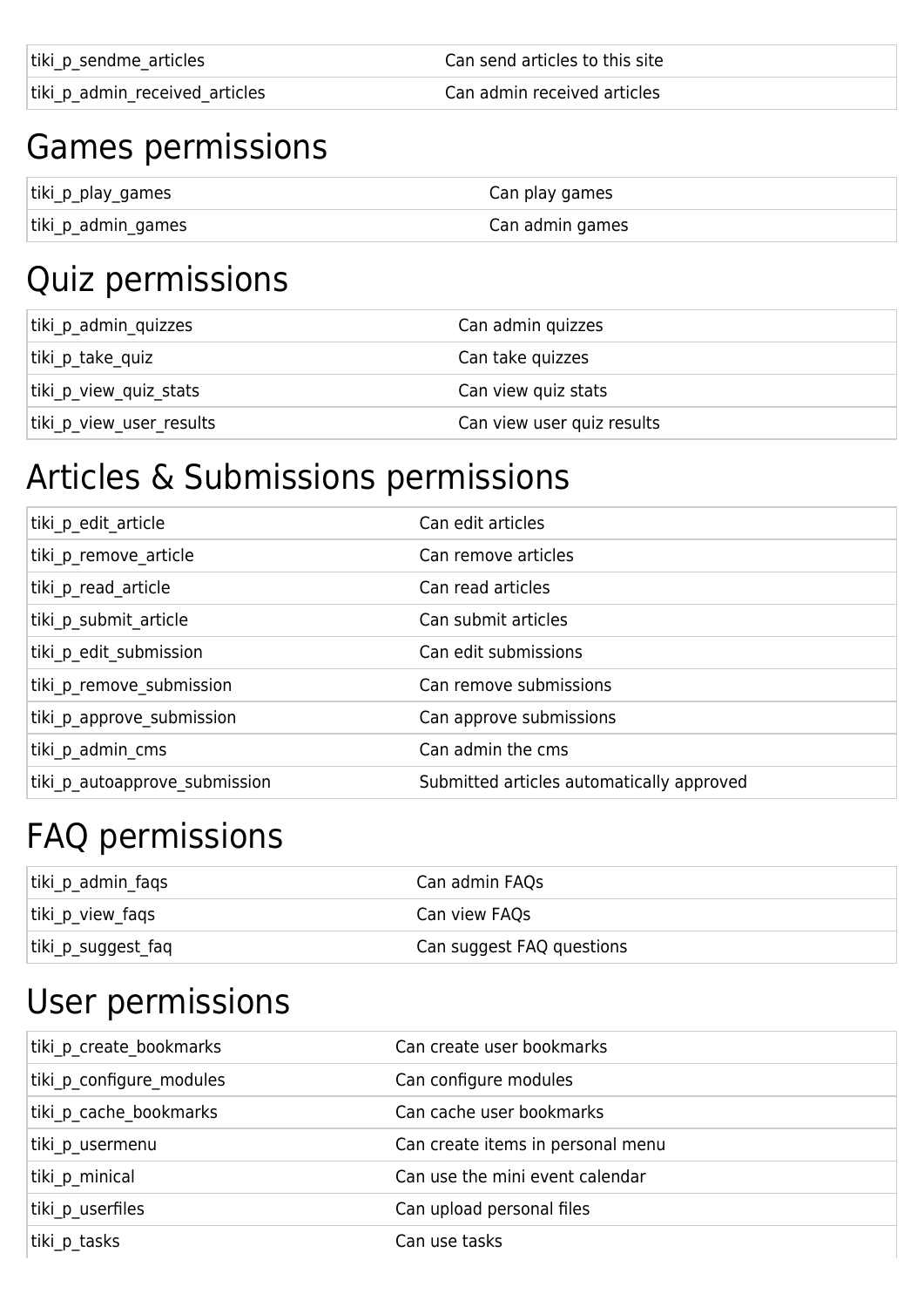| | |
|---|---|
| tiki_p_sendme_articles | Can send articles to this site |
| tiki_p_admin_received_articles | Can admin received articles |

# Games permissions

| | |
|---|---|
| tiki_p_play_games | Can play games |
| tiki_p_admin_games | Can admin games |

# Quiz permissions

| | |
|---|---|
| tiki_p_admin_quizzes | Can admin quizzes |
| tiki_p_take_quiz | Can take quizzes |
| tiki_p_view_quiz_stats | Can view quiz stats |
| tiki_p_view_user_results | Can view user quiz results |

# Articles & Submissions permissions

| | |
|---|---|
| tiki_p_edit_article | Can edit articles |
| tiki_p_remove_article | Can remove articles |
| tiki_p_read_article | Can read articles |
| tiki_p_submit_article | Can submit articles |
| tiki_p_edit_submission | Can edit submissions |
| tiki_p_remove_submission | Can remove submissions |
| tiki_p_approve_submission | Can approve submissions |
| tiki_p_admin_cms | Can admin the cms |
| tiki_p_autoapprove_submission | Submitted articles automatically approved |

# FAQ permissions

| | |
|---|---|
| tiki_p_admin_faqs | Can admin FAQs |
| tiki_p_view_faqs | Can view FAQs |
| tiki_p_suggest_faq | Can suggest FAQ questions |

# User permissions

| | |
|---|---|
| tiki_p_create_bookmarks | Can create user bookmarks |
| tiki_p_configure_modules | Can configure modules |
| tiki_p_cache_bookmarks | Can cache user bookmarks |
| tiki_p_usermenu | Can create items in personal menu |
| tiki_p_minical | Can use the mini event calendar |
| tiki_p_userfiles | Can upload personal files |
| tiki_p_tasks | Can use tasks |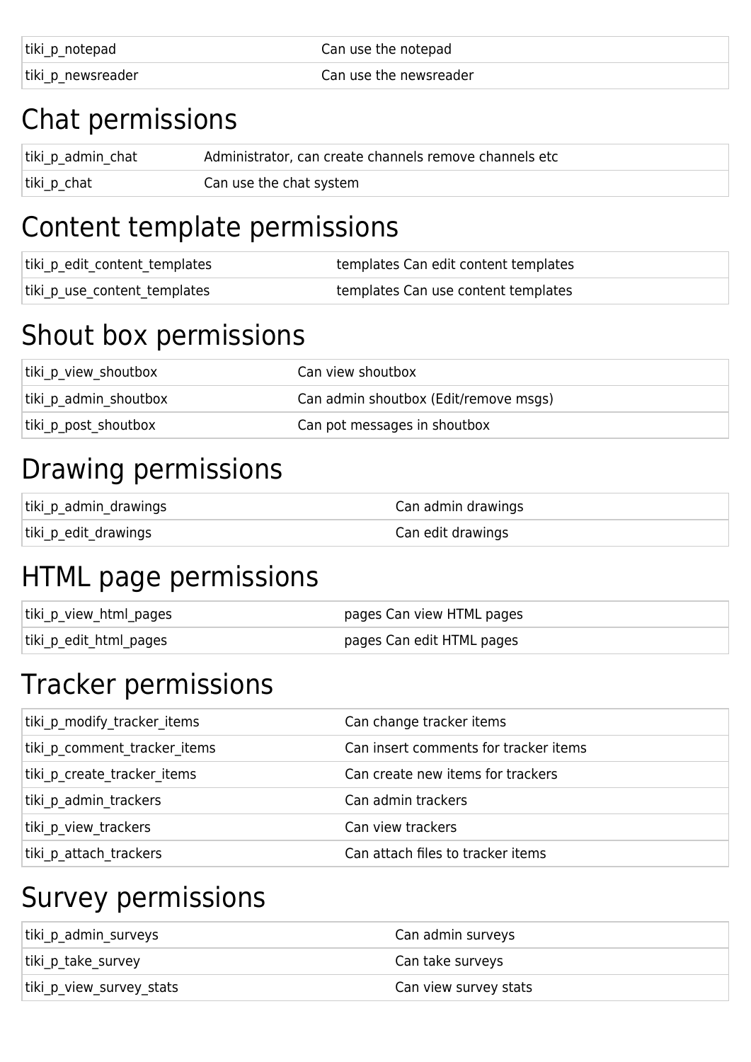| tiki_p_notepad | Can use the notepad |
| --- | --- |
| tiki_p_newsreader | Can use the newsreader |

# Chat permissions

| tiki_p_admin_chat | Administrator, can create channels remove channels etc |
| --- | --- |
| tiki_p_chat | Can use the chat system |

# Content template permissions

| tiki_p_edit_content_templates | templates Can edit content templates |
| --- | --- |
| tiki_p_use_content_templates | templates Can use content templates |

# Shout box permissions

| tiki_p_view_shoutbox | Can view shoutbox |
| --- | --- |
| tiki_p_admin_shoutbox | Can admin shoutbox (Edit/remove msgs) |
| tiki_p_post_shoutbox | Can pot messages in shoutbox |

# Drawing permissions

| tiki_p_admin_drawings | Can admin drawings |
| --- | --- |
| tiki_p_edit_drawings | Can edit drawings |

# HTML page permissions

| tiki_p_view_html_pages | pages Can view HTML pages |
| --- | --- |
| tiki_p_edit_html_pages | pages Can edit HTML pages |

# Tracker permissions

| tiki_p_modify_tracker_items | Can change tracker items |
| --- | --- |
| tiki_p_comment_tracker_items | Can insert comments for tracker items |
| tiki_p_create_tracker_items | Can create new items for trackers |
| tiki_p_admin_trackers | Can admin trackers |
| tiki_p_view_trackers | Can view trackers |
| tiki_p_attach_trackers | Can attach files to tracker items |

# Survey permissions

| tiki_p_admin_surveys | Can admin surveys |
| --- | --- |
| tiki_p_take_survey | Can take surveys |
| tiki_p_view_survey_stats | Can view survey stats |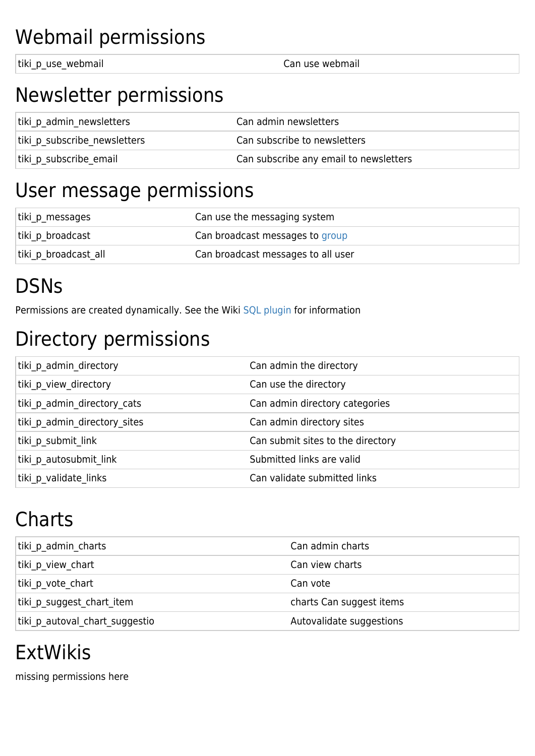# Webmail permissions

| | |
|---|---|
| tiki_p_use_webmail | Can use webmail |

# Newsletter permissions

| | |
|---|---|
| tiki_p_admin_newsletters | Can admin newsletters |
| tiki_p_subscribe_newsletters | Can subscribe to newsletters |
| tiki_p_subscribe_email | Can subscribe any email to newsletters |

# User message permissions

| | |
|---|---|
| tiki_p_messages | Can use the messaging system |
| tiki_p_broadcast | Can broadcast messages to group |
| tiki_p_broadcast_all | Can broadcast messages to all user |

# DSNs

Permissions are created dynamically. See the Wiki SQL plugin for information

# Directory permissions

| | |
|---|---|
| tiki_p_admin_directory | Can admin the directory |
| tiki_p_view_directory | Can use the directory |
| tiki_p_admin_directory_cats | Can admin directory categories |
| tiki_p_admin_directory_sites | Can admin directory sites |
| tiki_p_submit_link | Can submit sites to the directory |
| tiki_p_autosubmit_link | Submitted links are valid |
| tiki_p_validate_links | Can validate submitted links |

# Charts

| | |
|---|---|
| tiki_p_admin_charts | Can admin charts |
| tiki_p_view_chart | Can view charts |
| tiki_p_vote_chart | Can vote |
| tiki_p_suggest_chart_item | charts Can suggest items |
| tiki_p_autoval_chart_suggestio | Autovalidate suggestions |

# ExtWikis

missing permissions here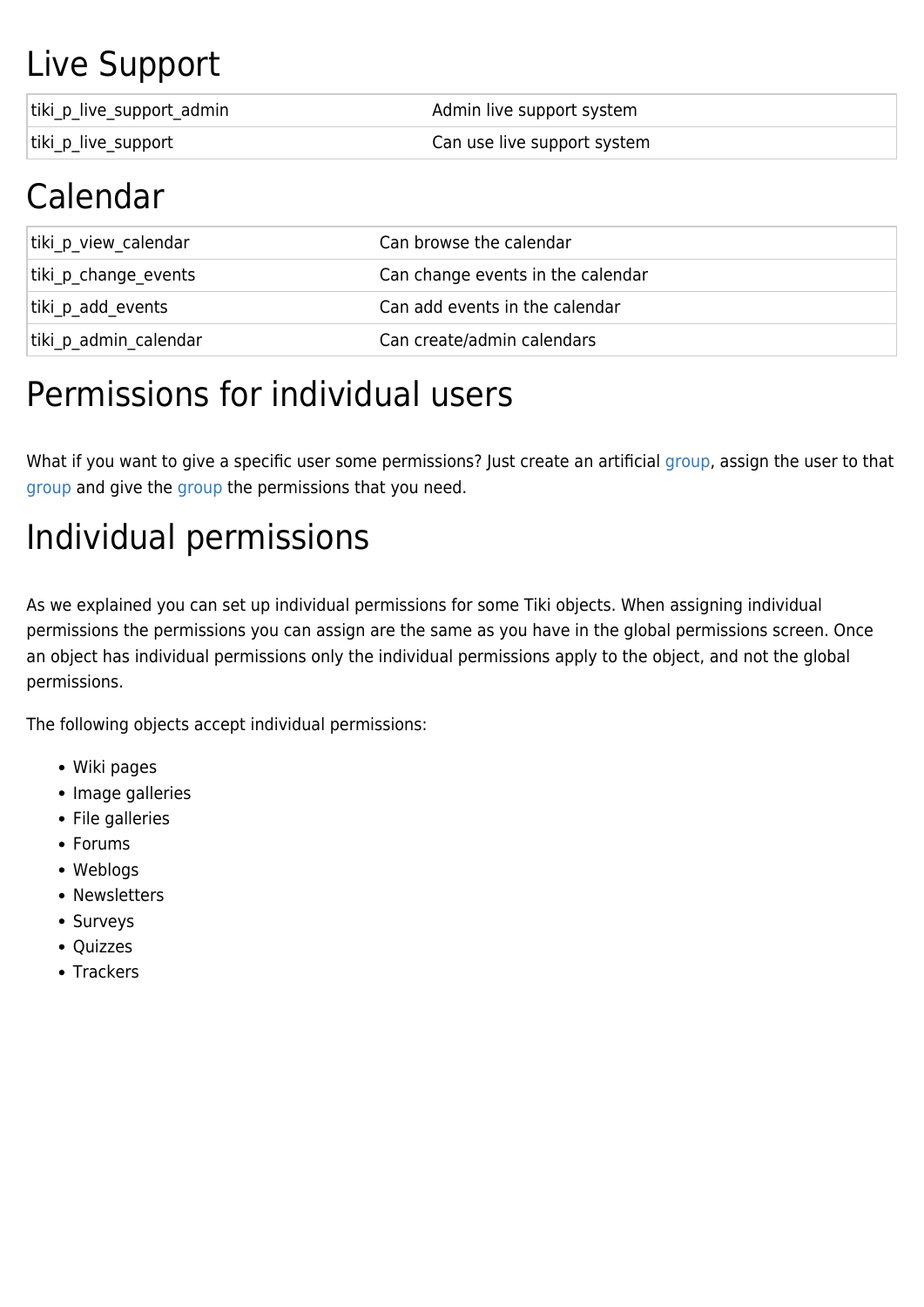# Live Support

| | |
|---|---|
| tiki_p_live_support_admin | Admin live support system |
| tiki_p_live_support | Can use live support system |

# Calendar

| | |
|---|---|
| tiki_p_view_calendar | Can browse the calendar |
| tiki_p_change_events | Can change events in the calendar |
| tiki_p_add_events | Can add events in the calendar |
| tiki_p_admin_calendar | Can create/admin calendars |

# Permissions for individual users

What if you want to give a specific user some permissions? Just create an artificial group, assign the user to that group and give the group the permissions that you need.

# Individual permissions

As we explained you can set up individual permissions for some Tiki objects. When assigning individual permissions the permissions you can assign are the same as you have in the global permissions screen. Once an object has individual permissions only the individual permissions apply to the object, and not the global permissions.

The following objects accept individual permissions:

- Wiki pages
- Image galleries
- File galleries
- Forums
- Weblogs
- Newsletters
- Surveys
- Quizzes
- Trackers